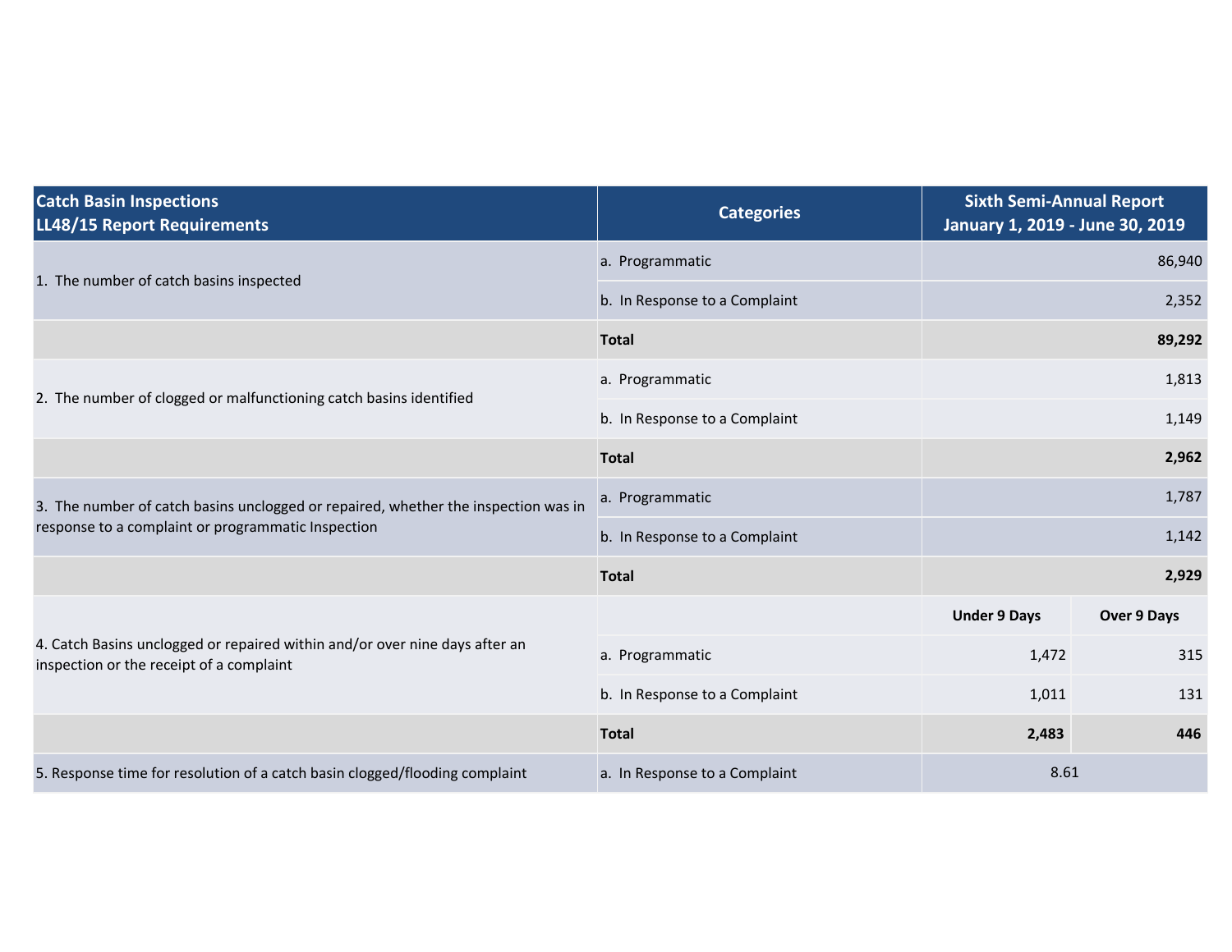| Catch Basin Inspections<br>LL48/15 Report Requirements | Categories | Sixth Semi-Annual Report<br>January 1, 2019 - June 30, 2019 | |
|---|---|---|---|
| 1. The number of catch basins inspected | a. Programmatic | 86,940 | |
| | b. In Response to a Complaint | 2,352 | |
| | **Total** | **89,292** | |
| 2. The number of clogged or malfunctioning catch basins identified | a. Programmatic | 1,813 | |
| | b. In Response to a Complaint | 1,149 | |
| | **Total** | **2,962** | |
| 3. The number of catch basins unclogged or repaired, whether the inspection was in response to a complaint or programmatic Inspection | a. Programmatic | 1,787 | |
| | b. In Response to a Complaint | 1,142 | |
| | **Total** | **2,929** | |
| 4. Catch Basins unclogged or repaired within and/or over nine days after an inspection or the receipt of a complaint | | **Under 9 Days** | **Over 9 Days** |
| | a. Programmatic | 1,472 | 315 |
| | b. In Response to a Complaint | 1,011 | 131 |
| | **Total** | **2,483** | **446** |
| 5. Response time for resolution of a catch basin clogged/flooding complaint | a. In Response to a Complaint | 8.61 | |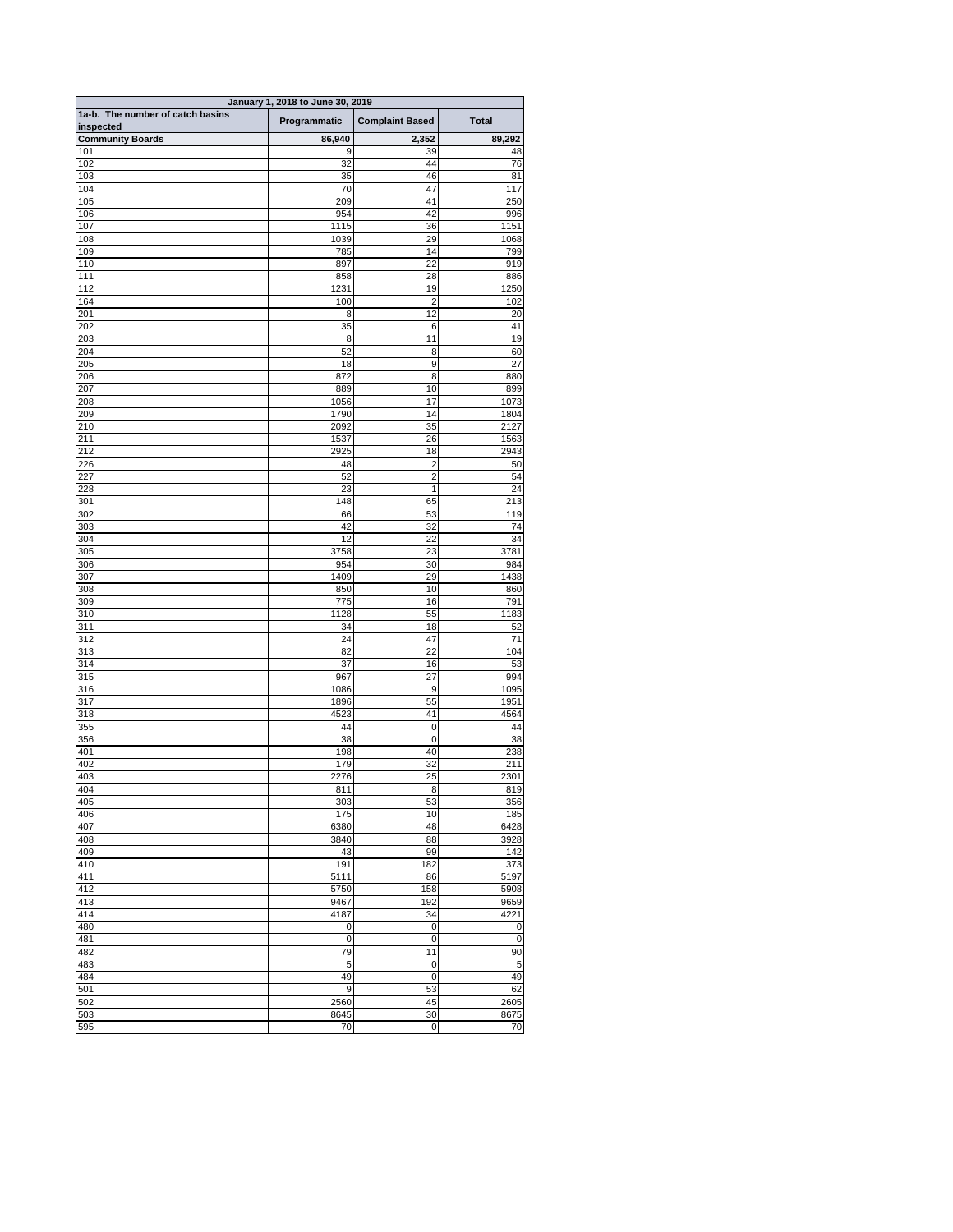| January 1, 2018 to June 30, 2019 | | | |
|---|---|---|---|
| 1a-b. The number of catch basins inspected | Programmatic | Complaint Based | Total |
| **Community Boards** | **86,940** | **2,352** | **89,292** |
| 101 | 9 | 39 | 48 |
| 102 | 32 | 44 | 76 |
| 103 | 35 | 46 | 81 |
| 104 | 70 | 47 | 117 |
| 105 | 209 | 41 | 250 |
| 106 | 954 | 42 | 996 |
| 107 | 1115 | 36 | 1151 |
| 108 | 1039 | 29 | 1068 |
| 109 | 785 | 14 | 799 |
| 110 | 897 | 22 | 919 |
| 111 | 858 | 28 | 886 |
| 112 | 1231 | 19 | 1250 |
| 164 | 100 | 2 | 102 |
| 201 | 8 | 12 | 20 |
| 202 | 35 | 6 | 41 |
| 203 | 8 | 11 | 19 |
| 204 | 52 | 8 | 60 |
| 205 | 18 | 9 | 27 |
| 206 | 872 | 8 | 880 |
| 207 | 889 | 10 | 899 |
| 208 | 1056 | 17 | 1073 |
| 209 | 1790 | 14 | 1804 |
| 210 | 2092 | 35 | 2127 |
| 211 | 1537 | 26 | 1563 |
| 212 | 2925 | 18 | 2943 |
| 226 | 48 | 2 | 50 |
| 227 | 52 | 2 | 54 |
| 228 | 23 | 1 | 24 |
| 301 | 148 | 65 | 213 |
| 302 | 66 | 53 | 119 |
| 303 | 42 | 32 | 74 |
| 304 | 12 | 22 | 34 |
| 305 | 3758 | 23 | 3781 |
| 306 | 954 | 30 | 984 |
| 307 | 1409 | 29 | 1438 |
| 308 | 850 | 10 | 860 |
| 309 | 775 | 16 | 791 |
| 310 | 1128 | 55 | 1183 |
| 311 | 34 | 18 | 52 |
| 312 | 24 | 47 | 71 |
| 313 | 82 | 22 | 104 |
| 314 | 37 | 16 | 53 |
| 315 | 967 | 27 | 994 |
| 316 | 1086 | 9 | 1095 |
| 317 | 1896 | 55 | 1951 |
| 318 | 4523 | 41 | 4564 |
| 355 | 44 | 0 | 44 |
| 356 | 38 | 0 | 38 |
| 401 | 198 | 40 | 238 |
| 402 | 179 | 32 | 211 |
| 403 | 2276 | 25 | 2301 |
| 404 | 811 | 8 | 819 |
| 405 | 303 | 53 | 356 |
| 406 | 175 | 10 | 185 |
| 407 | 6380 | 48 | 6428 |
| 408 | 3840 | 88 | 3928 |
| 409 | 43 | 99 | 142 |
| 410 | 191 | 182 | 373 |
| 411 | 5111 | 86 | 5197 |
| 412 | 5750 | 158 | 5908 |
| 413 | 9467 | 192 | 9659 |
| 414 | 4187 | 34 | 4221 |
| 480 | 0 | 0 | 0 |
| 481 | 0 | 0 | 0 |
| 482 | 79 | 11 | 90 |
| 483 | 5 | 0 | 5 |
| 484 | 49 | 0 | 49 |
| 501 | 9 | 53 | 62 |
| 502 | 2560 | 45 | 2605 |
| 503 | 8645 | 30 | 8675 |
| 595 | 70 | 0 | 70 |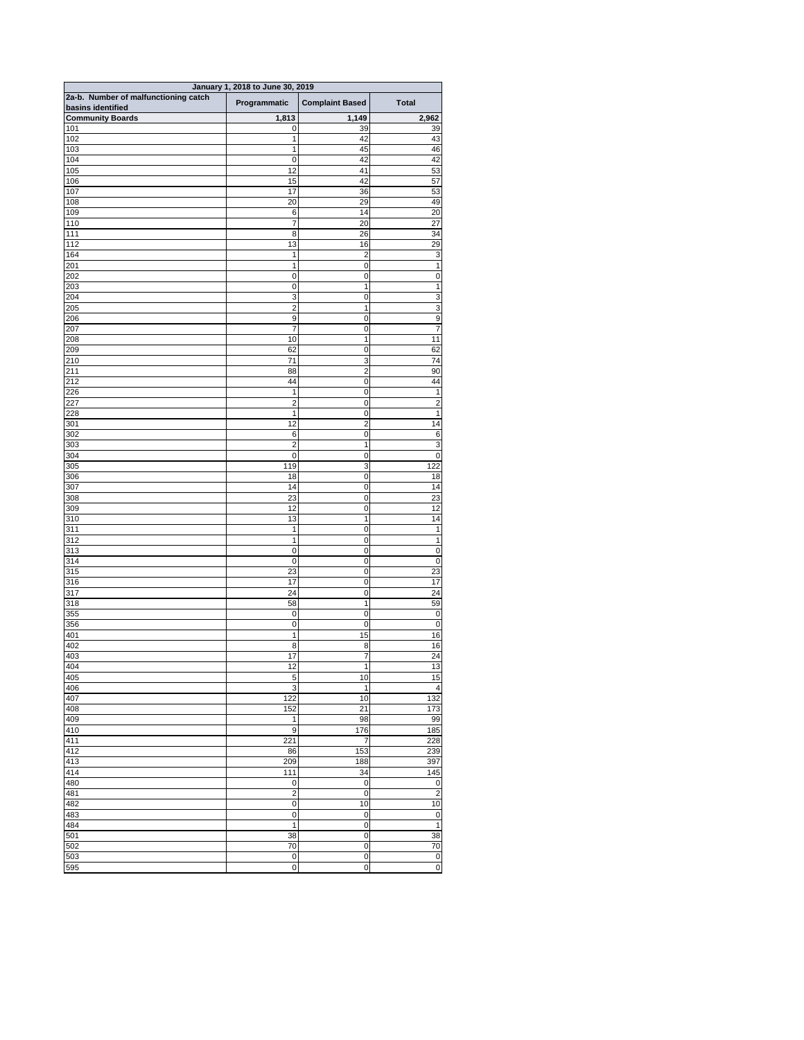| January 1, 2018 to June 30, 2019 | | | |
|---|---|---|---|
| **2a-b. Number of malfunctioning catch basins identified** | **Programmatic** | **Complaint Based** | **Total** |
| **Community Boards** | **1,813** | **1,149** | **2,962** |
| 101 | 0 | 39 | 39 |
| 102 | 1 | 42 | 43 |
| 103 | 1 | 45 | 46 |
| 104 | 0 | 42 | 42 |
| 105 | 12 | 41 | 53 |
| 106 | 15 | 42 | 57 |
| 107 | 17 | 36 | 53 |
| 108 | 20 | 29 | 49 |
| 109 | 6 | 14 | 20 |
| 110 | 7 | 20 | 27 |
| 111 | 8 | 26 | 34 |
| 112 | 13 | 16 | 29 |
| 164 | 1 | 2 | 3 |
| 201 | 1 | 0 | 1 |
| 202 | 0 | 0 | 0 |
| 203 | 0 | 1 | 1 |
| 204 | 3 | 0 | 3 |
| 205 | 2 | 1 | 3 |
| 206 | 9 | 0 | 9 |
| 207 | 7 | 0 | 7 |
| 208 | 10 | 1 | 11 |
| 209 | 62 | 0 | 62 |
| 210 | 71 | 3 | 74 |
| 211 | 88 | 2 | 90 |
| 212 | 44 | 0 | 44 |
| 226 | 1 | 0 | 1 |
| 227 | 2 | 0 | 2 |
| 228 | 1 | 0 | 1 |
| 301 | 12 | 2 | 14 |
| 302 | 6 | 0 | 6 |
| 303 | 2 | 1 | 3 |
| 304 | 0 | 0 | 0 |
| 305 | 119 | 3 | 122 |
| 306 | 18 | 0 | 18 |
| 307 | 14 | 0 | 14 |
| 308 | 23 | 0 | 23 |
| 309 | 12 | 0 | 12 |
| 310 | 13 | 1 | 14 |
| 311 | 1 | 0 | 1 |
| 312 | 1 | 0 | 1 |
| 313 | 0 | 0 | 0 |
| 314 | 0 | 0 | 0 |
| 315 | 23 | 0 | 23 |
| 316 | 17 | 0 | 17 |
| 317 | 24 | 0 | 24 |
| 318 | 58 | 1 | 59 |
| 355 | 0 | 0 | 0 |
| 356 | 0 | 0 | 0 |
| 401 | 1 | 15 | 16 |
| 402 | 8 | 8 | 16 |
| 403 | 17 | 7 | 24 |
| 404 | 12 | 1 | 13 |
| 405 | 5 | 10 | 15 |
| 406 | 3 | 1 | 4 |
| 407 | 122 | 10 | 132 |
| 408 | 152 | 21 | 173 |
| 409 | 1 | 98 | 99 |
| 410 | 9 | 176 | 185 |
| 411 | 221 | 7 | 228 |
| 412 | 86 | 153 | 239 |
| 413 | 209 | 188 | 397 |
| 414 | 111 | 34 | 145 |
| 480 | 0 | 0 | 0 |
| 481 | 2 | 0 | 2 |
| 482 | 0 | 10 | 10 |
| 483 | 0 | 0 | 0 |
| 484 | 1 | 0 | 1 |
| 501 | 38 | 0 | 38 |
| 502 | 70 | 0 | 70 |
| 503 | 0 | 0 | 0 |
| 595 | 0 | 0 | 0 |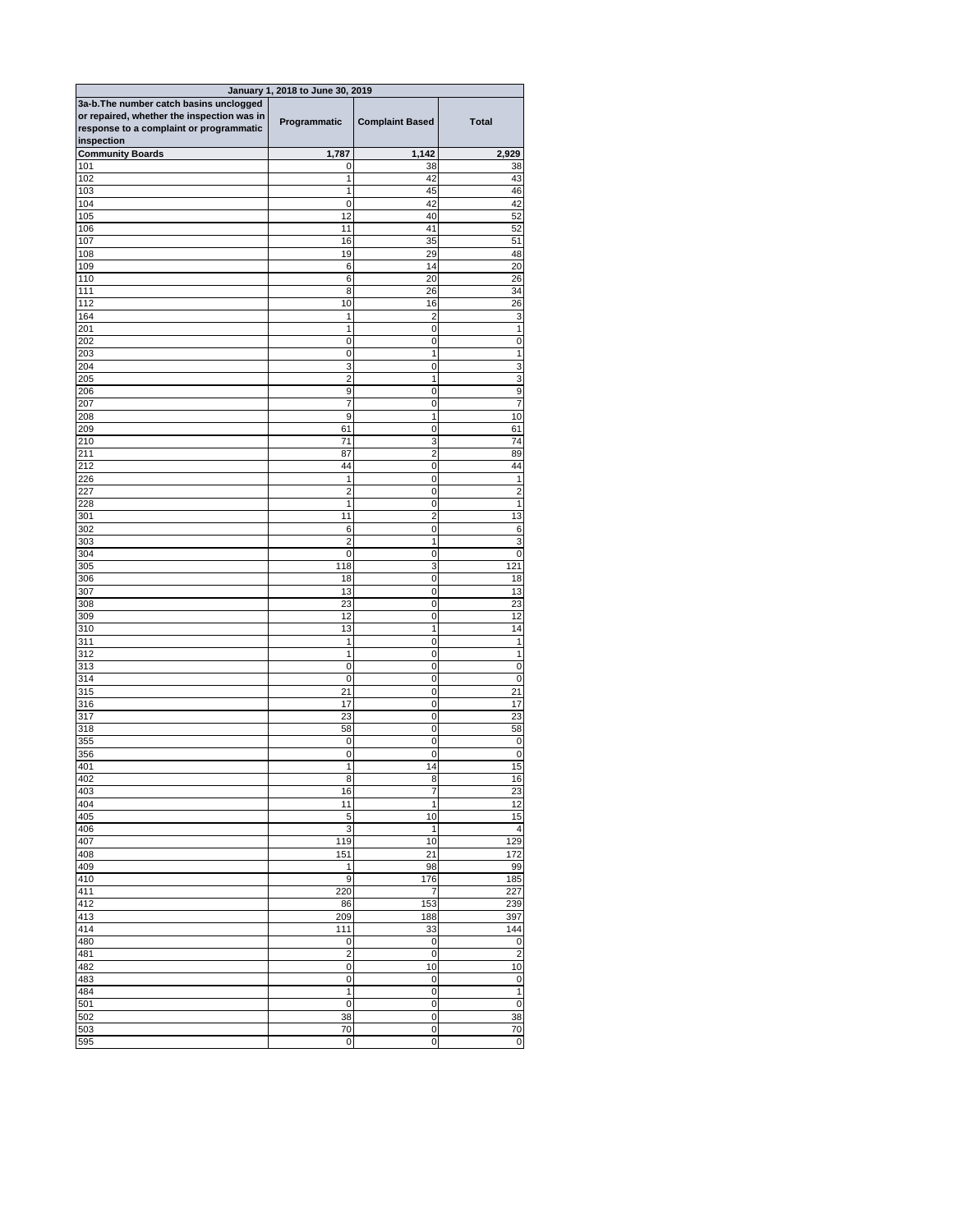| January 1, 2018 to June 30, 2019 | | | |
|---|---|---|---|
| **3a-b.The number catch basins unclogged or repaired, whether the inspection was in response to a complaint or programmatic inspection** | **Programmatic** | **Complaint Based** | **Total** |
| **Community Boards** | **1,787** | **1,142** | **2,929** |
| 101 | 0 | 38 | 38 |
| 102 | 1 | 42 | 43 |
| 103 | 1 | 45 | 46 |
| 104 | 0 | 42 | 42 |
| 105 | 12 | 40 | 52 |
| 106 | 11 | 41 | 52 |
| 107 | 16 | 35 | 51 |
| 108 | 19 | 29 | 48 |
| 109 | 6 | 14 | 20 |
| 110 | 6 | 20 | 26 |
| 111 | 8 | 26 | 34 |
| 112 | 10 | 16 | 26 |
| 164 | 1 | 2 | 3 |
| 201 | 1 | 0 | 1 |
| 202 | 0 | 0 | 0 |
| 203 | 0 | 1 | 1 |
| 204 | 3 | 0 | 3 |
| 205 | 2 | 1 | 3 |
| 206 | 9 | 0 | 9 |
| 207 | 7 | 0 | 7 |
| 208 | 9 | 1 | 10 |
| 209 | 61 | 0 | 61 |
| 210 | 71 | 3 | 74 |
| 211 | 87 | 2 | 89 |
| 212 | 44 | 0 | 44 |
| 226 | 1 | 0 | 1 |
| 227 | 2 | 0 | 2 |
| 228 | 1 | 0 | 1 |
| 301 | 11 | 2 | 13 |
| 302 | 6 | 0 | 6 |
| 303 | 2 | 1 | 3 |
| 304 | 0 | 0 | 0 |
| 305 | 118 | 3 | 121 |
| 306 | 18 | 0 | 18 |
| 307 | 13 | 0 | 13 |
| 308 | 23 | 0 | 23 |
| 309 | 12 | 0 | 12 |
| 310 | 13 | 1 | 14 |
| 311 | 1 | 0 | 1 |
| 312 | 1 | 0 | 1 |
| 313 | 0 | 0 | 0 |
| 314 | 0 | 0 | 0 |
| 315 | 21 | 0 | 21 |
| 316 | 17 | 0 | 17 |
| 317 | 23 | 0 | 23 |
| 318 | 58 | 0 | 58 |
| 355 | 0 | 0 | 0 |
| 356 | 0 | 0 | 0 |
| 401 | 1 | 14 | 15 |
| 402 | 8 | 8 | 16 |
| 403 | 16 | 7 | 23 |
| 404 | 11 | 1 | 12 |
| 405 | 5 | 10 | 15 |
| 406 | 3 | 1 | 4 |
| 407 | 119 | 10 | 129 |
| 408 | 151 | 21 | 172 |
| 409 | 1 | 98 | 99 |
| 410 | 9 | 176 | 185 |
| 411 | 220 | 7 | 227 |
| 412 | 86 | 153 | 239 |
| 413 | 209 | 188 | 397 |
| 414 | 111 | 33 | 144 |
| 480 | 0 | 0 | 0 |
| 481 | 2 | 0 | 2 |
| 482 | 0 | 10 | 10 |
| 483 | 0 | 0 | 0 |
| 484 | 1 | 0 | 1 |
| 501 | 0 | 0 | 0 |
| 502 | 38 | 0 | 38 |
| 503 | 70 | 0 | 70 |
| 595 | 0 | 0 | 0 |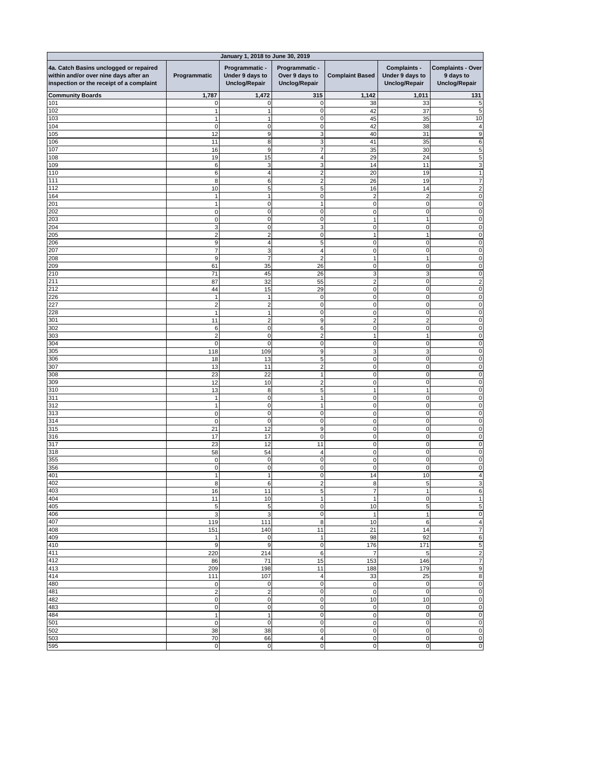| January 1, 2018 to June 30, 2019 | | | | | | |
|---|---|---|---|---|---|---|
| 4a. Catch Basins unclogged or repaired within and/or over nine days after an inspection or the receipt of a complaint | Programmatic | Programmatic - Under 9 days to Unclog/Repair | Programmatic - Over 9 days to Unclog/Repair | Complaint Based | Complaints - Under 9 days to Unclog/Repair | Complaints - Over 9 days to Unclog/Repair |
| **Community Boards** | **1,787** | **1,472** | **315** | **1,142** | **1,011** | **131** |
| 101 | 0 | 0 | 0 | 38 | 33 | 5 |
| 102 | 1 | 1 | 0 | 42 | 37 | 5 |
| 103 | 1 | 1 | 0 | 45 | 35 | 10 |
| 104 | 0 | 0 | 0 | 42 | 38 | 4 |
| 105 | 12 | 9 | 3 | 40 | 31 | 9 |
| 106 | 11 | 8 | 3 | 41 | 35 | 6 |
| 107 | 16 | 9 | 7 | 35 | 30 | 5 |
| 108 | 19 | 15 | 4 | 29 | 24 | 5 |
| 109 | 6 | 3 | 3 | 14 | 11 | 3 |
| 110 | 6 | 4 | 2 | 20 | 19 | 1 |
| 111 | 8 | 6 | 2 | 26 | 19 | 7 |
| 112 | 10 | 5 | 5 | 16 | 14 | 2 |
| 164 | 1 | 1 | 0 | 2 | 2 | 0 |
| 201 | 1 | 0 | 1 | 0 | 0 | 0 |
| 202 | 0 | 0 | 0 | 0 | 0 | 0 |
| 203 | 0 | 0 | 0 | 1 | 1 | 0 |
| 204 | 3 | 0 | 3 | 0 | 0 | 0 |
| 205 | 2 | 2 | 0 | 1 | 1 | 0 |
| 206 | 9 | 4 | 5 | 0 | 0 | 0 |
| 207 | 7 | 3 | 4 | 0 | 0 | 0 |
| 208 | 9 | 7 | 2 | 1 | 1 | 0 |
| 209 | 61 | 35 | 26 | 0 | 0 | 0 |
| 210 | 71 | 45 | 26 | 3 | 3 | 0 |
| 211 | 87 | 32 | 55 | 2 | 0 | 2 |
| 212 | 44 | 15 | 29 | 0 | 0 | 0 |
| 226 | 1 | 1 | 0 | 0 | 0 | 0 |
| 227 | 2 | 2 | 0 | 0 | 0 | 0 |
| 228 | 1 | 1 | 0 | 0 | 0 | 0 |
| 301 | 11 | 2 | 9 | 2 | 2 | 0 |
| 302 | 6 | 0 | 6 | 0 | 0 | 0 |
| 303 | 2 | 0 | 2 | 1 | 1 | 0 |
| 304 | 0 | 0 | 0 | 0 | 0 | 0 |
| 305 | 118 | 109 | 9 | 3 | 3 | 0 |
| 306 | 18 | 13 | 5 | 0 | 0 | 0 |
| 307 | 13 | 11 | 2 | 0 | 0 | 0 |
| 308 | 23 | 22 | 1 | 0 | 0 | 0 |
| 309 | 12 | 10 | 2 | 0 | 0 | 0 |
| 310 | 13 | 8 | 5 | 1 | 1 | 0 |
| 311 | 1 | 0 | 1 | 0 | 0 | 0 |
| 312 | 1 | 0 | 1 | 0 | 0 | 0 |
| 313 | 0 | 0 | 0 | 0 | 0 | 0 |
| 314 | 0 | 0 | 0 | 0 | 0 | 0 |
| 315 | 21 | 12 | 9 | 0 | 0 | 0 |
| 316 | 17 | 17 | 0 | 0 | 0 | 0 |
| 317 | 23 | 12 | 11 | 0 | 0 | 0 |
| 318 | 58 | 54 | 4 | 0 | 0 | 0 |
| 355 | 0 | 0 | 0 | 0 | 0 | 0 |
| 356 | 0 | 0 | 0 | 0 | 0 | 0 |
| 401 | 1 | 1 | 0 | 14 | 10 | 4 |
| 402 | 8 | 6 | 2 | 8 | 5 | 3 |
| 403 | 16 | 11 | 5 | 7 | 1 | 6 |
| 404 | 11 | 10 | 1 | 1 | 0 | 1 |
| 405 | 5 | 5 | 0 | 10 | 5 | 5 |
| 406 | 3 | 3 | 0 | 1 | 1 | 0 |
| 407 | 119 | 111 | 8 | 10 | 6 | 4 |
| 408 | 151 | 140 | 11 | 21 | 14 | 7 |
| 409 | 1 | 0 | 1 | 98 | 92 | 6 |
| 410 | 9 | 9 | 0 | 176 | 171 | 5 |
| 411 | 220 | 214 | 6 | 7 | 5 | 2 |
| 412 | 86 | 71 | 15 | 153 | 146 | 7 |
| 413 | 209 | 198 | 11 | 188 | 179 | 9 |
| 414 | 111 | 107 | 4 | 33 | 25 | 8 |
| 480 | 0 | 0 | 0 | 0 | 0 | 0 |
| 481 | 2 | 2 | 0 | 0 | 0 | 0 |
| 482 | 0 | 0 | 0 | 10 | 10 | 0 |
| 483 | 0 | 0 | 0 | 0 | 0 | 0 |
| 484 | 1 | 1 | 0 | 0 | 0 | 0 |
| 501 | 0 | 0 | 0 | 0 | 0 | 0 |
| 502 | 38 | 38 | 0 | 0 | 0 | 0 |
| 503 | 70 | 66 | 4 | 0 | 0 | 0 |
| 595 | 0 | 0 | 0 | 0 | 0 | 0 |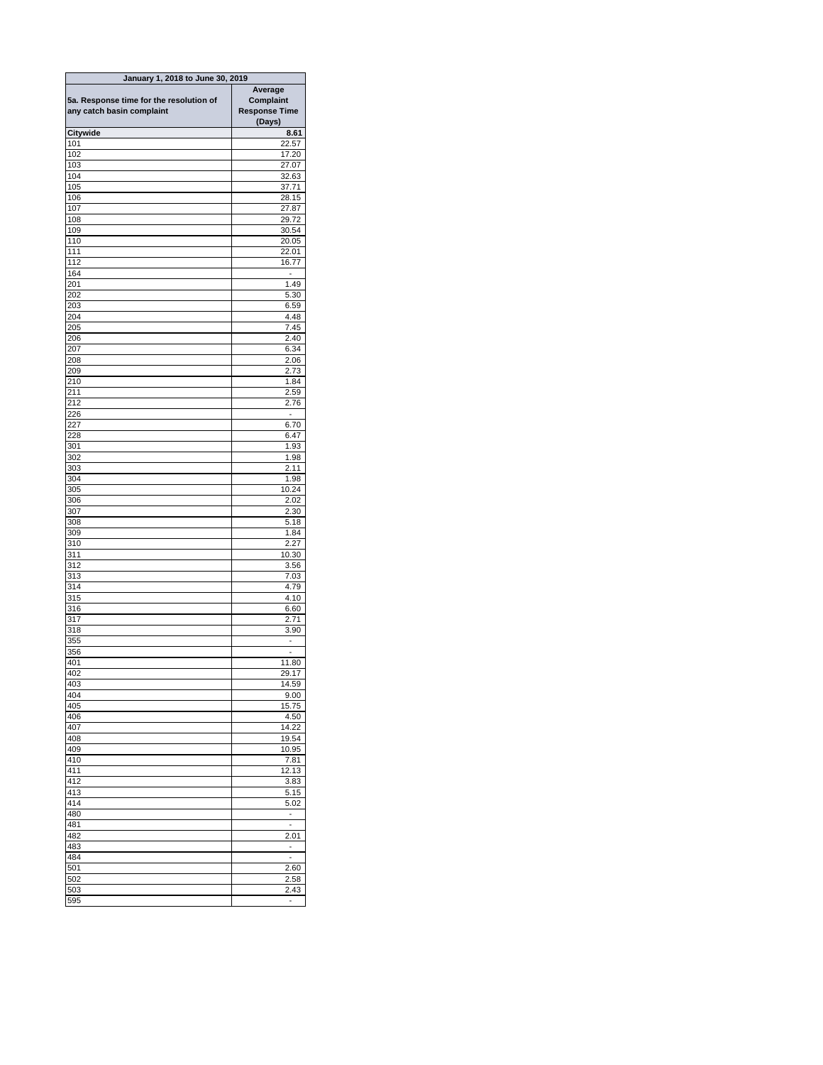| January 1, 2018 to June 30, 2019 | |
|---|---|
| **5a. Response time for the resolution of any catch basin complaint** | **Average Complaint Response Time (Days)** |
| **Citywide** | **8.61** |
| 101 | 22.57 |
| 102 | 17.20 |
| 103 | 27.07 |
| 104 | 32.63 |
| 105 | 37.71 |
| 106 | 28.15 |
| 107 | 27.87 |
| 108 | 29.72 |
| 109 | 30.54 |
| 110 | 20.05 |
| 111 | 22.01 |
| 112 | 16.77 |
| 164 | - |
| 201 | 1.49 |
| 202 | 5.30 |
| 203 | 6.59 |
| 204 | 4.48 |
| 205 | 7.45 |
| 206 | 2.40 |
| 207 | 6.34 |
| 208 | 2.06 |
| 209 | 2.73 |
| 210 | 1.84 |
| 211 | 2.59 |
| 212 | 2.76 |
| 226 | - |
| 227 | 6.70 |
| 228 | 6.47 |
| 301 | 1.93 |
| 302 | 1.98 |
| 303 | 2.11 |
| 304 | 1.98 |
| 305 | 10.24 |
| 306 | 2.02 |
| 307 | 2.30 |
| 308 | 5.18 |
| 309 | 1.84 |
| 310 | 2.27 |
| 311 | 10.30 |
| 312 | 3.56 |
| 313 | 7.03 |
| 314 | 4.79 |
| 315 | 4.10 |
| 316 | 6.60 |
| 317 | 2.71 |
| 318 | 3.90 |
| 355 | - |
| 356 | - |
| 401 | 11.80 |
| 402 | 29.17 |
| 403 | 14.59 |
| 404 | 9.00 |
| 405 | 15.75 |
| 406 | 4.50 |
| 407 | 14.22 |
| 408 | 19.54 |
| 409 | 10.95 |
| 410 | 7.81 |
| 411 | 12.13 |
| 412 | 3.83 |
| 413 | 5.15 |
| 414 | 5.02 |
| 480 | - |
| 481 | - |
| 482 | 2.01 |
| 483 | - |
| 484 | - |
| 501 | 2.60 |
| 502 | 2.58 |
| 503 | 2.43 |
| 595 | - |